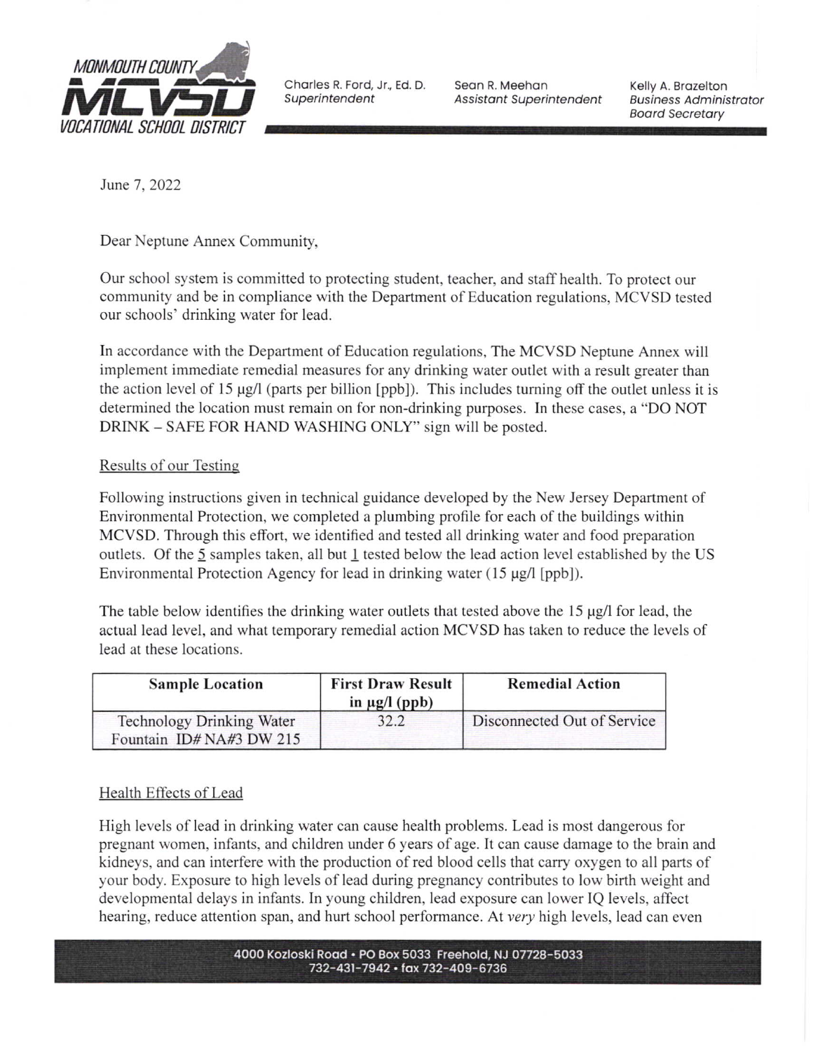MONMOUTH COUNTY MCVSD VOCATIONAL SCHOOL DISTRICT

Charles R. Ford, Jr., Ed. D.
*Superintendent*

Sean R. Meehan
*Assistant Superintendent*

Kelly A. Brazelton
*Business Administrator*
*Board Secretary*

June 7, 2022

Dear Neptune Annex Community,

Our school system is committed to protecting student, teacher, and staff health. To protect our community and be in compliance with the Department of Education regulations, MCVSD tested our schools' drinking water for lead.

In accordance with the Department of Education regulations, The MCVSD Neptune Annex will implement immediate remedial measures for any drinking water outlet with a result greater than the action level of 15 µg/l (parts per billion [ppb]). This includes turning off the outlet unless it is determined the location must remain on for non-drinking purposes. In these cases, a "DO NOT DRINK – SAFE FOR HAND WASHING ONLY" sign will be posted.

## Results of our Testing

Following instructions given in technical guidance developed by the New Jersey Department of Environmental Protection, we completed a plumbing profile for each of the buildings within MCVSD. Through this effort, we identified and tested all drinking water and food preparation outlets. Of the 5 samples taken, all but 1 tested below the lead action level established by the US Environmental Protection Agency for lead in drinking water (15 µg/l [ppb]).

The table below identifies the drinking water outlets that tested above the 15 µg/l for lead, the actual lead level, and what temporary remedial action MCVSD has taken to reduce the levels of lead at these locations.

| Sample Location | First Draw Result in µg/l (ppb) | Remedial Action |
|---|---|---|
| Technology Drinking Water Fountain ID# NA#3 DW 215 | 32.2 | Disconnected Out of Service |

## Health Effects of Lead

High levels of lead in drinking water can cause health problems. Lead is most dangerous for pregnant women, infants, and children under 6 years of age. It can cause damage to the brain and kidneys, and can interfere with the production of red blood cells that carry oxygen to all parts of your body. Exposure to high levels of lead during pregnancy contributes to low birth weight and developmental delays in infants. In young children, lead exposure can lower IQ levels, affect hearing, reduce attention span, and hurt school performance. At *very* high levels, lead can even

4000 Kozloski Road • PO Box 5033 Freehold, NJ 07728-5033
732-431-7942 • fax 732-409-6736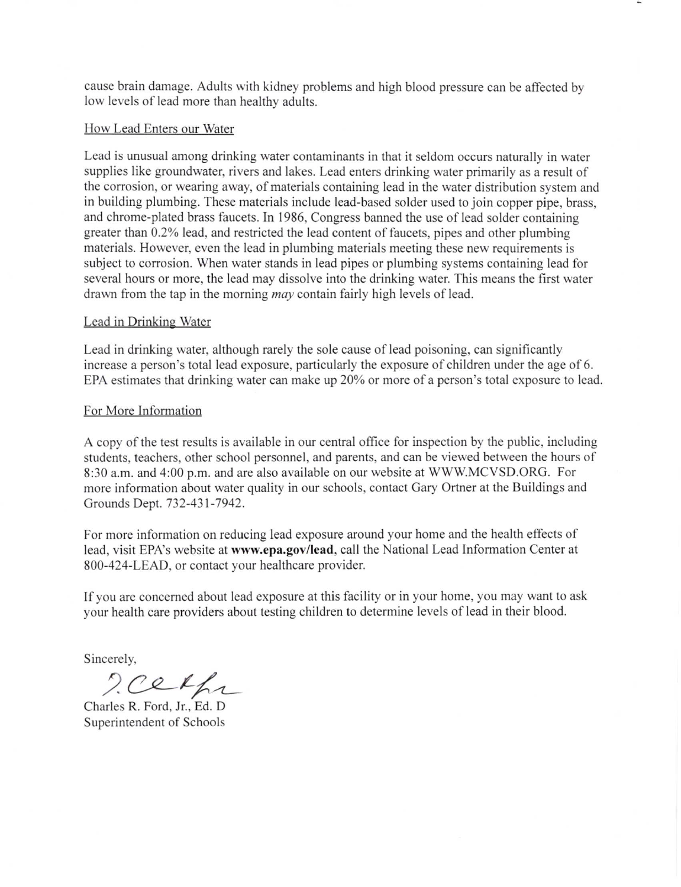cause brain damage. Adults with kidney problems and high blood pressure can be affected by low levels of lead more than healthy adults.

## How Lead Enters our Water

Lead is unusual among drinking water contaminants in that it seldom occurs naturally in water supplies like groundwater, rivers and lakes. Lead enters drinking water primarily as a result of the corrosion, or wearing away, of materials containing lead in the water distribution system and in building plumbing. These materials include lead-based solder used to join copper pipe, brass, and chrome-plated brass faucets. In 1986, Congress banned the use of lead solder containing greater than 0.2% lead, and restricted the lead content of faucets, pipes and other plumbing materials. However, even the lead in plumbing materials meeting these new requirements is subject to corrosion. When water stands in lead pipes or plumbing systems containing lead for several hours or more, the lead may dissolve into the drinking water. This means the first water drawn from the tap in the morning *may* contain fairly high levels of lead.

## Lead in Drinking Water

Lead in drinking water, although rarely the sole cause of lead poisoning, can significantly increase a person's total lead exposure, particularly the exposure of children under the age of 6. EPA estimates that drinking water can make up 20% or more of a person's total exposure to lead.

## For More Information

A copy of the test results is available in our central office for inspection by the public, including students, teachers, other school personnel, and parents, and can be viewed between the hours of 8:30 a.m. and 4:00 p.m. and are also available on our website at WWW.MCVSD.ORG. For more information about water quality in our schools, contact Gary Ortner at the Buildings and Grounds Dept. 732-431-7942.

For more information on reducing lead exposure around your home and the health effects of lead, visit EPA's website at **www.epa.gov/lead**, call the National Lead Information Center at 800-424-LEAD, or contact your healthcare provider.

If you are concerned about lead exposure at this facility or in your home, you may want to ask your health care providers about testing children to determine levels of lead in their blood.

Sincerely,

Charles R. Ford, Jr., Ed. D
Superintendent of Schools